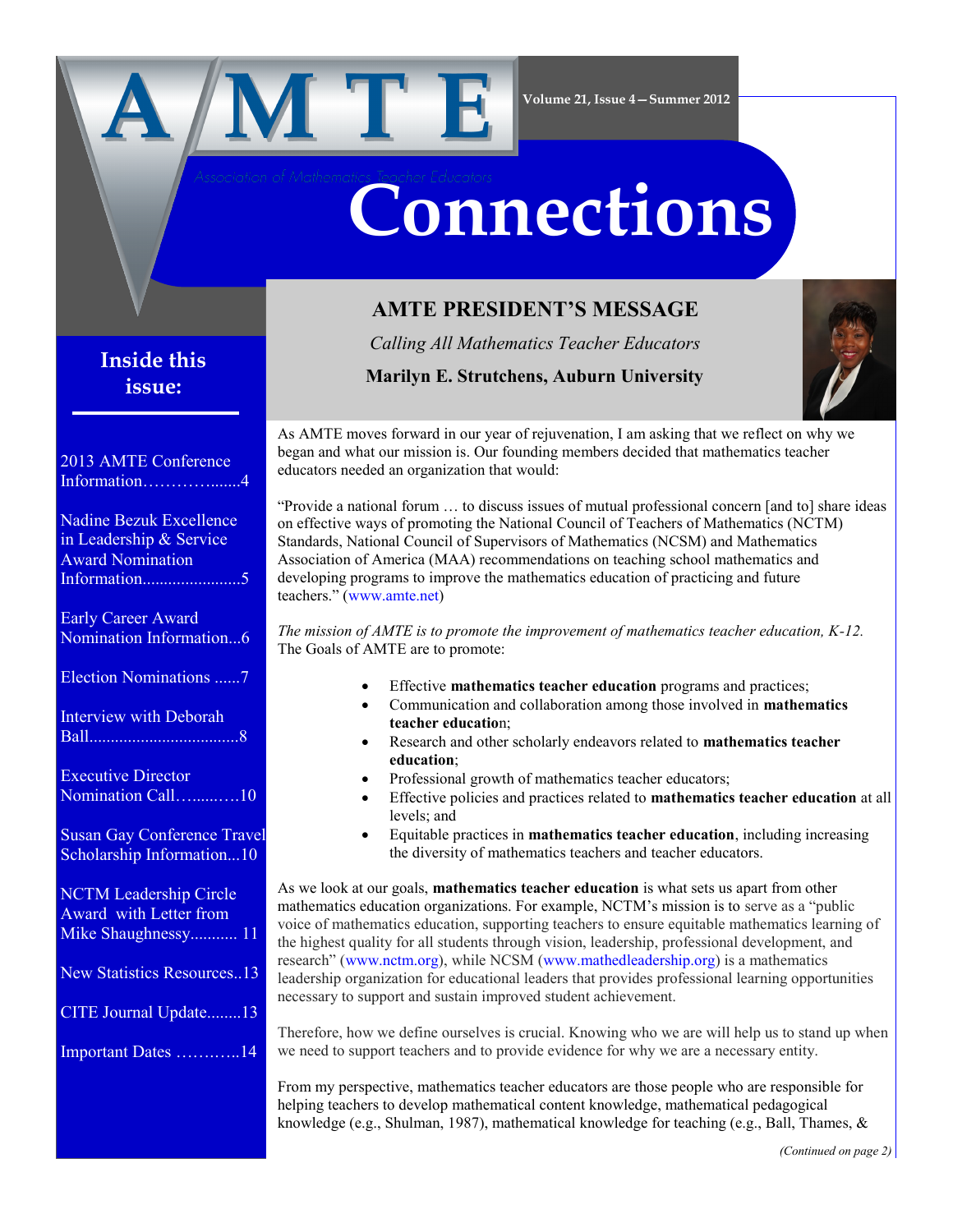# AMTE Connections

Association of Mathematics Teacher Educators

Volume 21, Issue 4—Summer 2012

## Inside this issue:

- 2013 AMTE Conference Information……………......4
- Nadine Bezuk Excellence in Leadership & Service Award Nomination Information.......................5
- Early Career Award Nomination Information...6
- Election Nominations ......7
- Interview with Deborah Ball..................................8
- Executive Director Nomination Call…......….10
- Susan Gay Conference Travel Scholarship Information...10
- NCTM Leadership Circle Award with Letter from Mike Shaughnessy........... 11
- New Statistics Resources..13
- CITE Journal Update........13
- Important Dates ………...14

## AMTE PRESIDENT'S MESSAGE

*Calling All Mathematics Teacher Educators*

**Marilyn E. Strutchens, Auburn University**

As AMTE moves forward in our year of rejuvenation, I am asking that we reflect on why we began and what our mission is. Our founding members decided that mathematics teacher educators needed an organization that would:

"Provide a national forum … to discuss issues of mutual professional concern [and to] share ideas on effective ways of promoting the National Council of Teachers of Mathematics (NCTM) Standards, National Council of Supervisors of Mathematics (NCSM) and Mathematics Association of America (MAA) recommendations on teaching school mathematics and developing programs to improve the mathematics education of practicing and future teachers." (www.amte.net)

*The mission of AMTE is to promote the improvement of mathematics teacher education, K-12.* The Goals of AMTE are to promote:

- Effective **mathematics teacher education** programs and practices;
- Communication and collaboration among those involved in **mathematics teacher educatio**n;
- Research and other scholarly endeavors related to **mathematics teacher education**;
- Professional growth of mathematics teacher educators;
- Effective policies and practices related to **mathematics teacher education** at all levels; and
- Equitable practices in **mathematics teacher education**, including increasing the diversity of mathematics teachers and teacher educators.

As we look at our goals, **mathematics teacher education** is what sets us apart from other mathematics education organizations. For example, NCTM's mission is to serve as a "public voice of mathematics education, supporting teachers to ensure equitable mathematics learning of the highest quality for all students through vision, leadership, professional development, and research" (www.nctm.org), while NCSM (www.mathedleadership.org) is a mathematics leadership organization for educational leaders that provides professional learning opportunities necessary to support and sustain improved student achievement.

Therefore, how we define ourselves is crucial. Knowing who we are will help us to stand up when we need to support teachers and to provide evidence for why we are a necessary entity.

From my perspective, mathematics teacher educators are those people who are responsible for helping teachers to develop mathematical content knowledge, mathematical pedagogical knowledge (e.g., Shulman, 1987), mathematical knowledge for teaching (e.g., Ball, Thames, &

*(Continued on page 2)*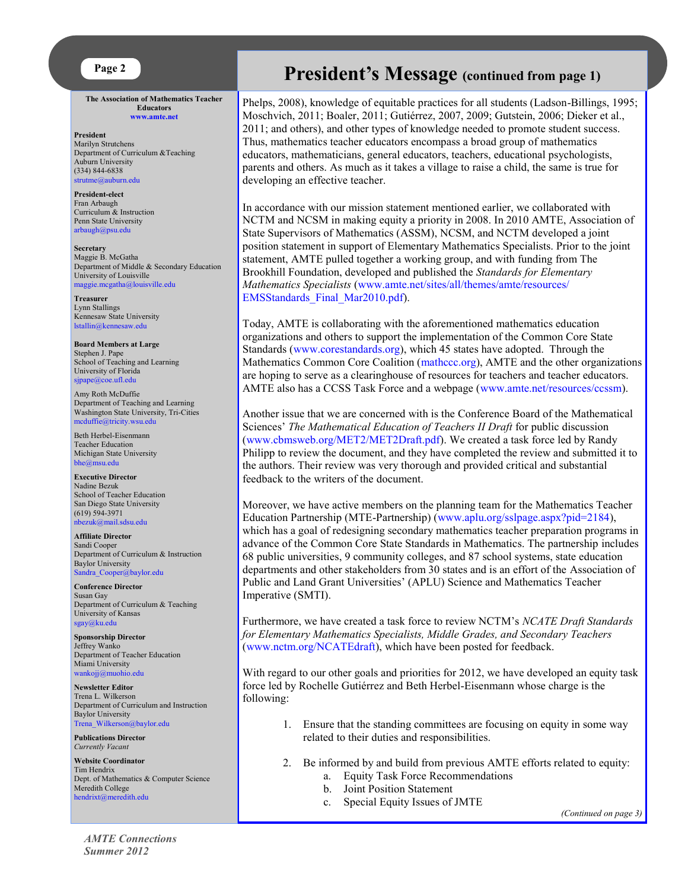## The Association of Mathematics Teacher Educators

www.amte.net

**President**
Marilyn Strutchens
Department of Curriculum &Teaching
Auburn University
(334) 844-6838
strutme@auburn.edu

**President-elect**
Fran Arbaugh
Curriculum & Instruction
Penn State University
arbaugh@psu.edu

**Secretary**
Maggie B. McGatha
Department of Middle & Secondary Education
University of Louisville
maggie.mcgatha@louisville.edu

**Treasurer**
Lynn Stallings
Kennesaw State University
lstallin@kennesaw.edu

**Board Members at Large**
Stephen J. Pape
School of Teaching and Learning
University of Florida
sjpape@coe.ufl.edu

Amy Roth McDuffie
Department of Teaching and Learning
Washington State University, Tri-Cities
mcduffie@tricity.wsu.edu

Beth Herbel-Eisenmann
Teacher Education
Michigan State University
bhe@msu.edu

**Executive Director**
Nadine Bezuk
School of Teacher Education
San Diego State University
(619) 594-3971
nbezuk@mail.sdsu.edu

**Affiliate Director**
Sandi Cooper
Department of Curriculum & Instruction
Baylor University
Sandra_Cooper@baylor.edu

**Conference Director**
Susan Gay
Department of Curriculum & Teaching
University of Kansas
sgay@ku.edu

**Sponsorship Director**
Jeffrey Wanko
Department of Teacher Education
Miami University
wankojj@muohio.edu

**Newsletter Editor**
Trena L. Wilkerson
Department of Curriculum and Instruction
Baylor University
Trena_Wilkerson@baylor.edu

**Publications Director**
*Currently Vacant*

**Website Coordinator**
Tim Hendrix
Dept. of Mathematics & Computer Science
Meredith College
hendrixt@meredith.edu

# President's Message (continued from page 1)

Phelps, 2008), knowledge of equitable practices for all students (Ladson-Billings, 1995; Moschvich, 2011; Boaler, 2011; Gutiérrez, 2007, 2009; Gutstein, 2006; Dieker et al., 2011; and others), and other types of knowledge needed to promote student success. Thus, mathematics teacher educators encompass a broad group of mathematics educators, mathematicians, general educators, teachers, educational psychologists, parents and others. As much as it takes a village to raise a child, the same is true for developing an effective teacher.

In accordance with our mission statement mentioned earlier, we collaborated with NCTM and NCSM in making equity a priority in 2008. In 2010 AMTE, Association of State Supervisors of Mathematics (ASSM), NCSM, and NCTM developed a joint position statement in support of Elementary Mathematics Specialists. Prior to the joint statement, AMTE pulled together a working group, and with funding from The Brookhill Foundation, developed and published the *Standards for Elementary Mathematics Specialists* (www.amte.net/sites/all/themes/amte/resources/EMSStandards_Final_Mar2010.pdf).

Today, AMTE is collaborating with the aforementioned mathematics education organizations and others to support the implementation of the Common Core State Standards (www.corestandards.org), which 45 states have adopted. Through the Mathematics Common Core Coalition (mathccc.org), AMTE and the other organizations are hoping to serve as a clearinghouse of resources for teachers and teacher educators. AMTE also has a CCSS Task Force and a webpage (www.amte.net/resources/ccssm).

Another issue that we are concerned with is the Conference Board of the Mathematical Sciences' *The Mathematical Education of Teachers II Draft* for public discussion (www.cbmsweb.org/MET2/MET2Draft.pdf). We created a task force led by Randy Philipp to review the document, and they have completed the review and submitted it to the authors. Their review was very thorough and provided critical and substantial feedback to the writers of the document.

Moreover, we have active members on the planning team for the Mathematics Teacher Education Partnership (MTE-Partnership) (www.aplu.org/sslpage.aspx?pid=2184), which has a goal of redesigning secondary mathematics teacher preparation programs in advance of the Common Core State Standards in Mathematics. The partnership includes 68 public universities, 9 community colleges, and 87 school systems, state education departments and other stakeholders from 30 states and is an effort of the Association of Public and Land Grant Universities' (APLU) Science and Mathematics Teacher Imperative (SMTI).

Furthermore, we have created a task force to review NCTM's *NCATE Draft Standards for Elementary Mathematics Specialists, Middle Grades, and Secondary Teachers* (www.nctm.org/NCATEdraft), which have been posted for feedback.

With regard to our other goals and priorities for 2012, we have developed an equity task force led by Rochelle Gutiérrez and Beth Herbel-Eisenmann whose charge is the following:

1. Ensure that the standing committees are focusing on equity in some way related to their duties and responsibilities.
2. Be informed by and build from previous AMTE efforts related to equity:
   a. Equity Task Force Recommendations
   b. Joint Position Statement
   c. Special Equity Issues of JMTE

*(Continued on page 3)*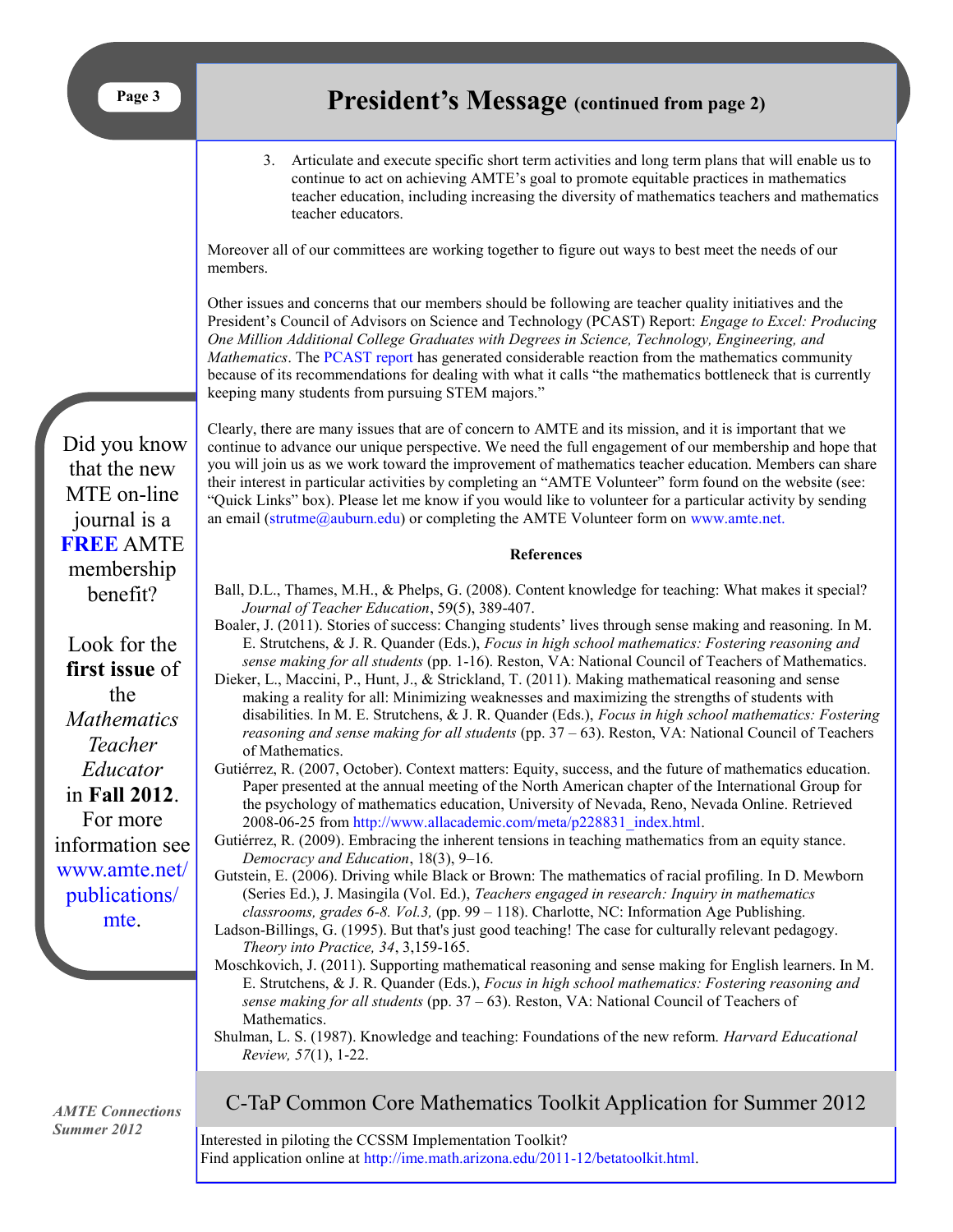## President's Message (continued from page 2)

3. Articulate and execute specific short term activities and long term plans that will enable us to continue to act on achieving AMTE's goal to promote equitable practices in mathematics teacher education, including increasing the diversity of mathematics teachers and mathematics teacher educators.

Moreover all of our committees are working together to figure out ways to best meet the needs of our members.

Other issues and concerns that our members should be following are teacher quality initiatives and the President's Council of Advisors on Science and Technology (PCAST) Report: *Engage to Excel: Producing One Million Additional College Graduates with Degrees in Science, Technology, Engineering, and Mathematics*. The PCAST report has generated considerable reaction from the mathematics community because of its recommendations for dealing with what it calls "the mathematics bottleneck that is currently keeping many students from pursuing STEM majors."

Clearly, there are many issues that are of concern to AMTE and its mission, and it is important that we continue to advance our unique perspective. We need the full engagement of our membership and hope that you will join us as we work toward the improvement of mathematics teacher education. Members can share their interest in particular activities by completing an "AMTE Volunteer" form found on the website (see: "Quick Links" box). Please let me know if you would like to volunteer for a particular activity by sending an email (strutme@auburn.edu) or completing the AMTE Volunteer form on www.amte.net.

**References**

Ball, D.L., Thames, M.H., & Phelps, G. (2008). Content knowledge for teaching: What makes it special? *Journal of Teacher Education*, 59(5), 389-407.

Boaler, J. (2011). Stories of success: Changing students' lives through sense making and reasoning. In M. E. Strutchens, & J. R. Quander (Eds.), *Focus in high school mathematics: Fostering reasoning and sense making for all students* (pp. 1-16). Reston, VA: National Council of Teachers of Mathematics.

Dieker, L., Maccini, P., Hunt, J., & Strickland, T. (2011). Making mathematical reasoning and sense making a reality for all: Minimizing weaknesses and maximizing the strengths of students with disabilities. In M. E. Strutchens, & J. R. Quander (Eds.), *Focus in high school mathematics: Fostering reasoning and sense making for all students* (pp. 37 – 63). Reston, VA: National Council of Teachers of Mathematics.

Gutiérrez, R. (2007, October). Context matters: Equity, success, and the future of mathematics education. Paper presented at the annual meeting of the North American chapter of the International Group for the psychology of mathematics education, University of Nevada, Reno, Nevada Online. Retrieved 2008-06-25 from http://www.allacademic.com/meta/p228831_index.html.

Gutiérrez, R. (2009). Embracing the inherent tensions in teaching mathematics from an equity stance. *Democracy and Education*, 18(3), 9–16.

Gutstein, E. (2006). Driving while Black or Brown: The mathematics of racial profiling. In D. Mewborn (Series Ed.), J. Masingila (Vol. Ed.), *Teachers engaged in research: Inquiry in mathematics classrooms, grades 6-8. Vol.3,* (pp. 99 – 118). Charlotte, NC: Information Age Publishing.

Ladson-Billings, G. (1995). But that's just good teaching! The case for culturally relevant pedagogy. *Theory into Practice, 34*, 3,159-165.

Moschkovich, J. (2011). Supporting mathematical reasoning and sense making for English learners. In M. E. Strutchens, & J. R. Quander (Eds.), *Focus in high school mathematics: Fostering reasoning and sense making for all students* (pp. 37 – 63). Reston, VA: National Council of Teachers of Mathematics.

Shulman, L. S. (1987). Knowledge and teaching: Foundations of the new reform. *Harvard Educational Review, 57*(1), 1-22.

---

Did you know that the new MTE on-line journal is a **FREE** AMTE membership benefit?

Look for the **first issue** of the *Mathematics Teacher Educator* in **Fall 2012**. For more information see www.amte.net/publications/mte.

---

## C-TaP Common Core Mathematics Toolkit Application for Summer 2012

Interested in piloting the CCSSM Implementation Toolkit?
Find application online at http://ime.math.arizona.edu/2011-12/betatoolkit.html.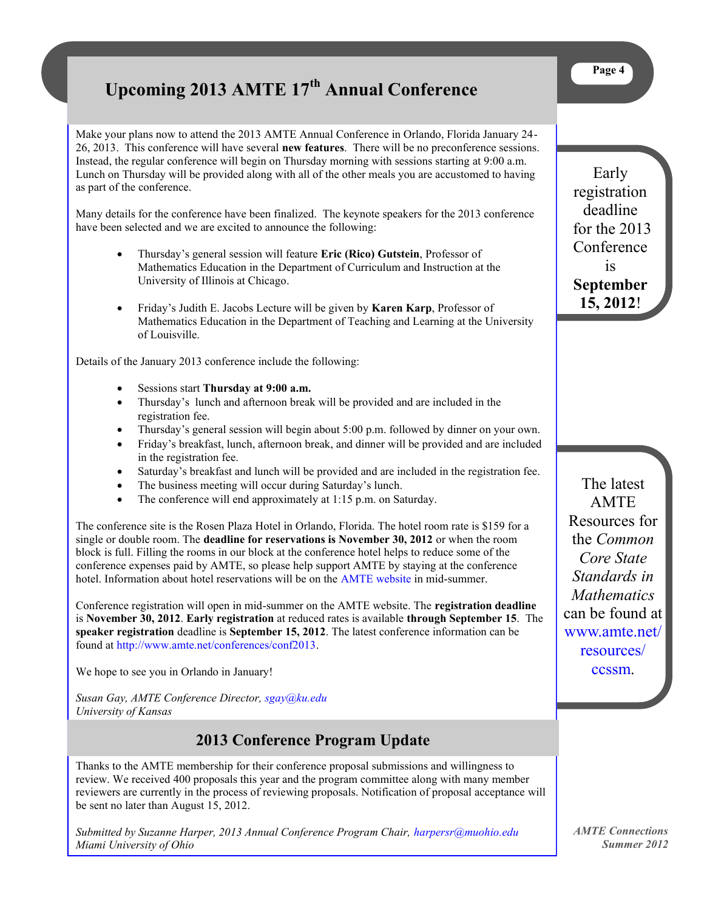# Upcoming 2013 AMTE 17th Annual Conference

Make your plans now to attend the 2013 AMTE Annual Conference in Orlando, Florida January 24-26, 2013. This conference will have several **new features**. There will be no preconference sessions. Instead, the regular conference will begin on Thursday morning with sessions starting at 9:00 a.m. Lunch on Thursday will be provided along with all of the other meals you are accustomed to having as part of the conference.

Many details for the conference have been finalized. The keynote speakers for the 2013 conference have been selected and we are excited to announce the following:

- Thursday's general session will feature **Eric (Rico) Gutstein**, Professor of Mathematics Education in the Department of Curriculum and Instruction at the University of Illinois at Chicago.

- Friday's Judith E. Jacobs Lecture will be given by **Karen Karp**, Professor of Mathematics Education in the Department of Teaching and Learning at the University of Louisville.

Details of the January 2013 conference include the following:

- Sessions start **Thursday at 9:00 a.m.**
- Thursday's lunch and afternoon break will be provided and are included in the registration fee.
- Thursday's general session will begin about 5:00 p.m. followed by dinner on your own.
- Friday's breakfast, lunch, afternoon break, and dinner will be provided and are included in the registration fee.
- Saturday's breakfast and lunch will be provided and are included in the registration fee.
- The business meeting will occur during Saturday's lunch.
- The conference will end approximately at 1:15 p.m. on Saturday.

The conference site is the Rosen Plaza Hotel in Orlando, Florida. The hotel room rate is $159 for a single or double room. The **deadline for reservations is November 30, 2012** or when the room block is full. Filling the rooms in our block at the conference hotel helps to reduce some of the conference expenses paid by AMTE, so please help support AMTE by staying at the conference hotel. Information about hotel reservations will be on the AMTE website in mid-summer.

Conference registration will open in mid-summer on the AMTE website. The **registration deadline** is **November 30, 2012**. **Early registration** at reduced rates is available **through September 15**. The **speaker registration** deadline is **September 15, 2012**. The latest conference information can be found at http://www.amte.net/conferences/conf2013.

We hope to see you in Orlando in January!

*Susan Gay, AMTE Conference Director, sgay@ku.edu*
*University of Kansas*

Early registration deadline for the 2013 Conference is **September 15, 2012**!

The latest AMTE Resources for the *Common Core State Standards in Mathematics* can be found at www.amte.net/resources/ccssm.

## 2013 Conference Program Update

Thanks to the AMTE membership for their conference proposal submissions and willingness to review. We received 400 proposals this year and the program committee along with many member reviewers are currently in the process of reviewing proposals. Notification of proposal acceptance will be sent no later than August 15, 2012.

*Submitted by Suzanne Harper, 2013 Annual Conference Program Chair, harpersr@muohio.edu*
*Miami University of Ohio*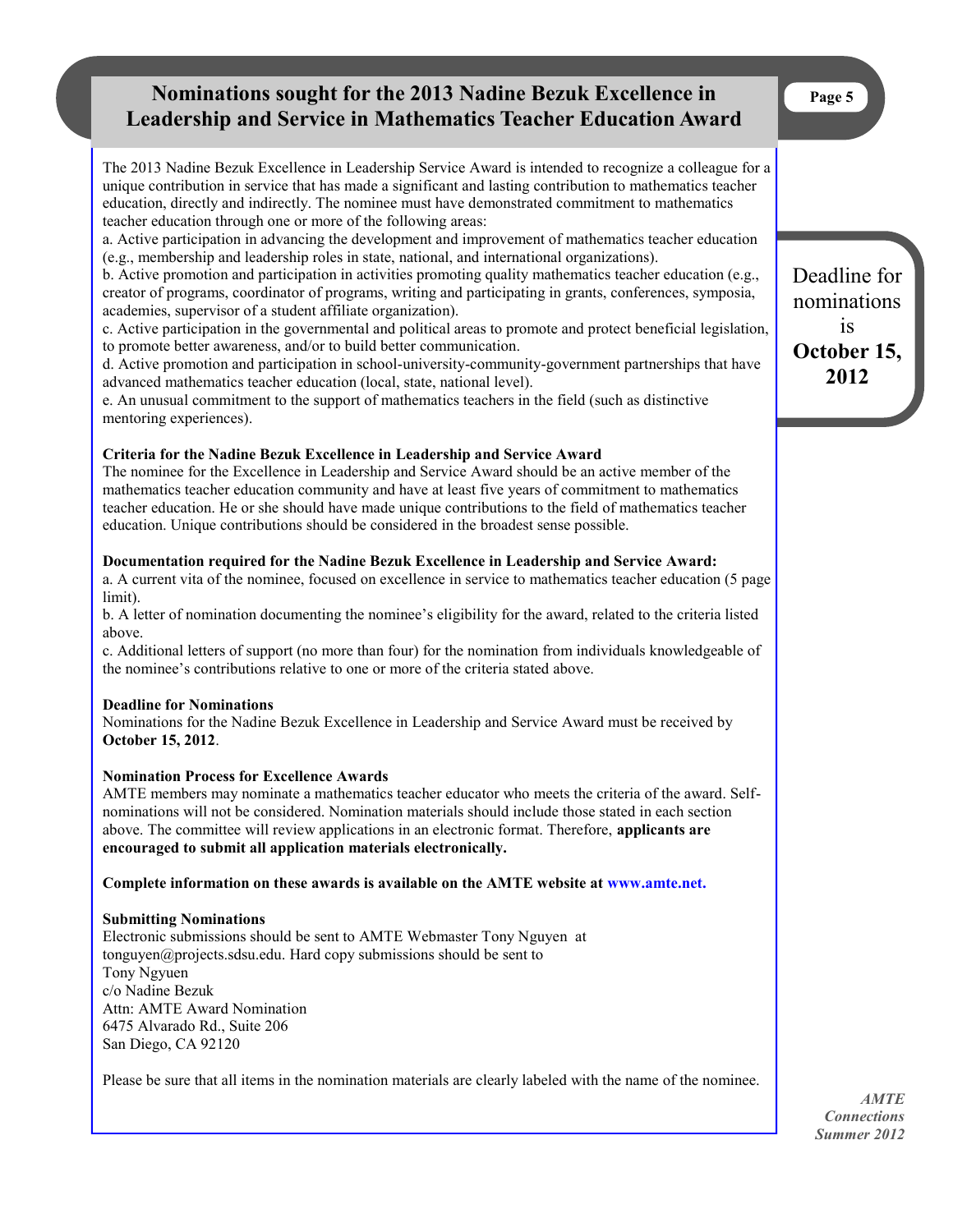# Nominations sought for the 2013 Nadine Bezuk Excellence in Leadership and Service in Mathematics Teacher Education Award

Deadline for nominations is **October 15, 2012**

The 2013 Nadine Bezuk Excellence in Leadership Service Award is intended to recognize a colleague for a unique contribution in service that has made a significant and lasting contribution to mathematics teacher education, directly and indirectly. The nominee must have demonstrated commitment to mathematics teacher education through one or more of the following areas:

a. Active participation in advancing the development and improvement of mathematics teacher education (e.g., membership and leadership roles in state, national, and international organizations).

b. Active promotion and participation in activities promoting quality mathematics teacher education (e.g., creator of programs, coordinator of programs, writing and participating in grants, conferences, symposia, academies, supervisor of a student affiliate organization).

c. Active participation in the governmental and political areas to promote and protect beneficial legislation, to promote better awareness, and/or to build better communication.

d. Active promotion and participation in school-university-community-government partnerships that have advanced mathematics teacher education (local, state, national level).

e. An unusual commitment to the support of mathematics teachers in the field (such as distinctive mentoring experiences).

**Criteria for the Nadine Bezuk Excellence in Leadership and Service Award**

The nominee for the Excellence in Leadership and Service Award should be an active member of the mathematics teacher education community and have at least five years of commitment to mathematics teacher education. He or she should have made unique contributions to the field of mathematics teacher education. Unique contributions should be considered in the broadest sense possible.

**Documentation required for the Nadine Bezuk Excellence in Leadership and Service Award:**

a. A current vita of the nominee, focused on excellence in service to mathematics teacher education (5 page limit).

b. A letter of nomination documenting the nominee's eligibility for the award, related to the criteria listed above.

c. Additional letters of support (no more than four) for the nomination from individuals knowledgeable of the nominee's contributions relative to one or more of the criteria stated above.

**Deadline for Nominations**

Nominations for the Nadine Bezuk Excellence in Leadership and Service Award must be received by **October 15, 2012**.

**Nomination Process for Excellence Awards**

AMTE members may nominate a mathematics teacher educator who meets the criteria of the award. Self-nominations will not be considered. Nomination materials should include those stated in each section above. The committee will review applications in an electronic format. Therefore, **applicants are encouraged to submit all application materials electronically.**

**Complete information on these awards is available on the AMTE website at www.amte.net.**

**Submitting Nominations**

Electronic submissions should be sent to AMTE Webmaster Tony Nguyen at tonguyen@projects.sdsu.edu. Hard copy submissions should be sent to  
Tony Ngyuen  
c/o Nadine Bezuk  
Attn: AMTE Award Nomination  
6475 Alvarado Rd., Suite 206  
San Diego, CA 92120

Please be sure that all items in the nomination materials are clearly labeled with the name of the nominee.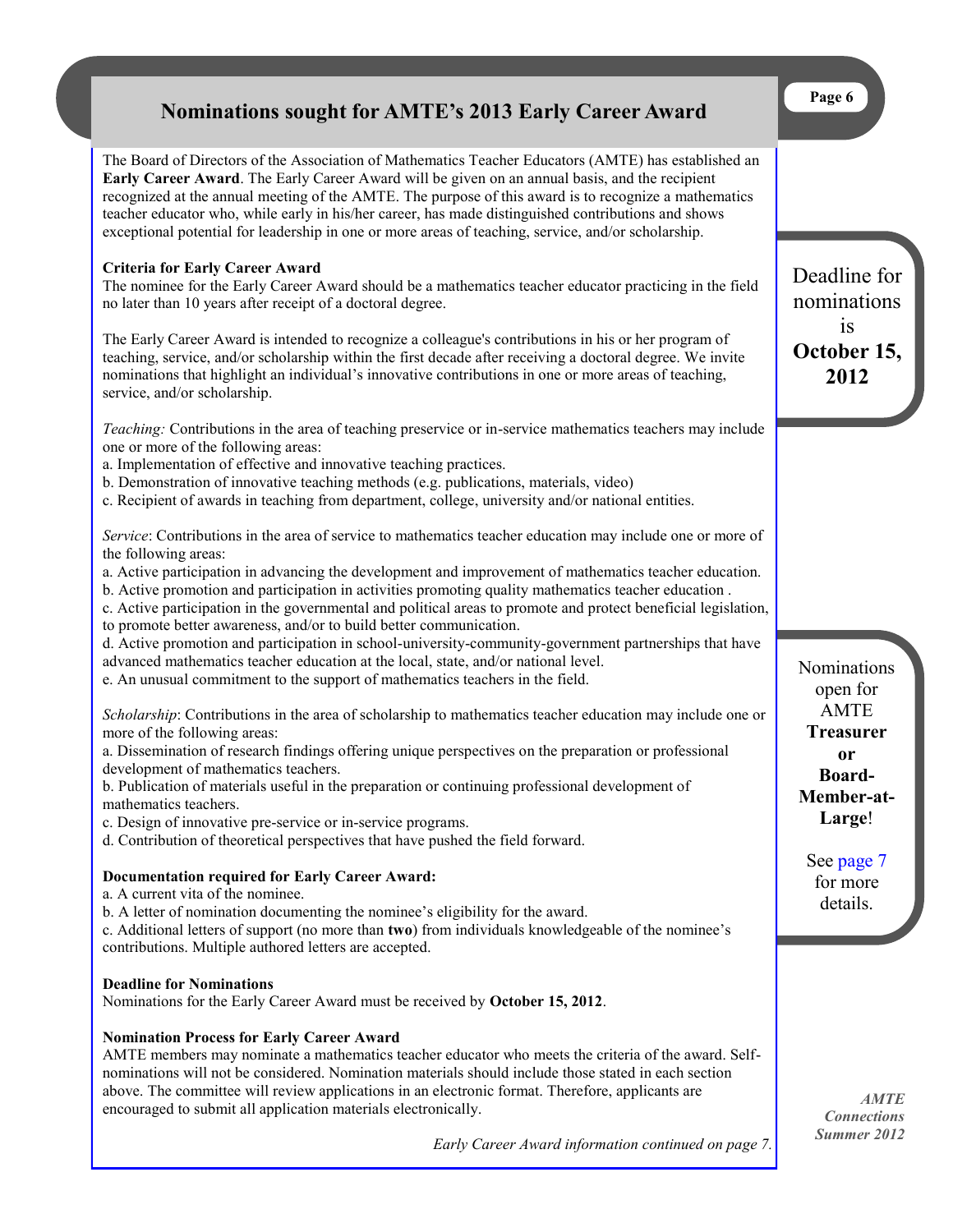# Nominations sought for AMTE's 2013 Early Career Award

The Board of Directors of the Association of Mathematics Teacher Educators (AMTE) has established an **Early Career Award**. The Early Career Award will be given on an annual basis, and the recipient recognized at the annual meeting of the AMTE. The purpose of this award is to recognize a mathematics teacher educator who, while early in his/her career, has made distinguished contributions and shows exceptional potential for leadership in one or more areas of teaching, service, and/or scholarship.

**Criteria for Early Career Award**

The nominee for the Early Career Award should be a mathematics teacher educator practicing in the field no later than 10 years after receipt of a doctoral degree.

The Early Career Award is intended to recognize a colleague's contributions in his or her program of teaching, service, and/or scholarship within the first decade after receiving a doctoral degree. We invite nominations that highlight an individual's innovative contributions in one or more areas of teaching, service, and/or scholarship.

*Teaching:* Contributions in the area of teaching preservice or in-service mathematics teachers may include one or more of the following areas:

a. Implementation of effective and innovative teaching practices.
b. Demonstration of innovative teaching methods (e.g. publications, materials, video)
c. Recipient of awards in teaching from department, college, university and/or national entities.

*Service*: Contributions in the area of service to mathematics teacher education may include one or more of the following areas:

a. Active participation in advancing the development and improvement of mathematics teacher education.
b. Active promotion and participation in activities promoting quality mathematics teacher education .
c. Active participation in the governmental and political areas to promote and protect beneficial legislation, to promote better awareness, and/or to build better communication.
d. Active promotion and participation in school-university-community-government partnerships that have advanced mathematics teacher education at the local, state, and/or national level.
e. An unusual commitment to the support of mathematics teachers in the field.

*Scholarship*: Contributions in the area of scholarship to mathematics teacher education may include one or more of the following areas:

a. Dissemination of research findings offering unique perspectives on the preparation or professional development of mathematics teachers.
b. Publication of materials useful in the preparation or continuing professional development of mathematics teachers.
c. Design of innovative pre-service or in-service programs.
d. Contribution of theoretical perspectives that have pushed the field forward.

**Documentation required for Early Career Award:**

a. A current vita of the nominee.
b. A letter of nomination documenting the nominee's eligibility for the award.
c. Additional letters of support (no more than **two**) from individuals knowledgeable of the nominee's contributions. Multiple authored letters are accepted.

**Deadline for Nominations**

Nominations for the Early Career Award must be received by **October 15, 2012**.

**Nomination Process for Early Career Award**

AMTE members may nominate a mathematics teacher educator who meets the criteria of the award. Self-nominations will not be considered. Nomination materials should include those stated in each section above. The committee will review applications in an electronic format. Therefore, applicants are encouraged to submit all application materials electronically.

*Early Career Award information continued on page 7.*

Deadline for nominations is **October 15, 2012**

Nominations open for AMTE **Treasurer or Board-Member-at-Large**!

See page 7 for more details.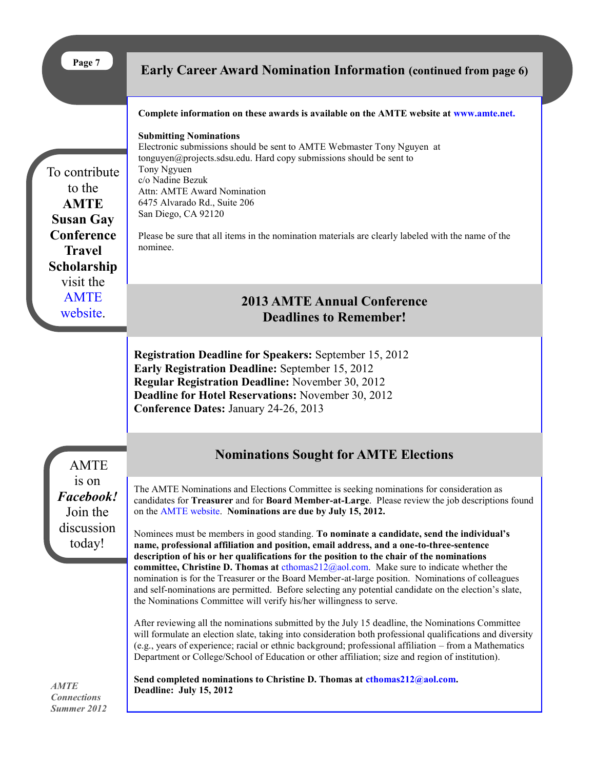## Early Career Award Nomination Information (continued from page 6)

**Complete information on these awards is available on the AMTE website at www.amte.net.**

**Submitting Nominations**
Electronic submissions should be sent to AMTE Webmaster Tony Nguyen at tonguyen@projects.sdsu.edu. Hard copy submissions should be sent to
Tony Ngyuen
c/o Nadine Bezuk
Attn: AMTE Award Nomination
6475 Alvarado Rd., Suite 206
San Diego, CA 92120

Please be sure that all items in the nomination materials are clearly labeled with the name of the nominee.

To contribute to the **AMTE Susan Gay Conference Travel Scholarship** visit the AMTE website.

## 2013 AMTE Annual Conference Deadlines to Remember!

**Registration Deadline for Speakers:** September 15, 2012
**Early Registration Deadline:** September 15, 2012
**Regular Registration Deadline:** November 30, 2012
**Deadline for Hotel Reservations:** November 30, 2012
**Conference Dates:** January 24-26, 2013

AMTE is on ***Facebook!*** Join the discussion today!

## Nominations Sought for AMTE Elections

The AMTE Nominations and Elections Committee is seeking nominations for consideration as candidates for **Treasurer** and for **Board Member-at-Large**. Please review the job descriptions found on the AMTE website. **Nominations are due by July 15, 2012.**

Nominees must be members in good standing. **To nominate a candidate, send the individual's name, professional affiliation and position, email address, and a one-to-three-sentence description of his or her qualifications for the position to the chair of the nominations committee, Christine D. Thomas at** cthomas212@aol.com. Make sure to indicate whether the nomination is for the Treasurer or the Board Member-at-large position. Nominations of colleagues and self-nominations are permitted. Before selecting any potential candidate on the election's slate, the Nominations Committee will verify his/her willingness to serve.

After reviewing all the nominations submitted by the July 15 deadline, the Nominations Committee will formulate an election slate, taking into consideration both professional qualifications and diversity (e.g., years of experience; racial or ethnic background; professional affiliation – from a Mathematics Department or College/School of Education or other affiliation; size and region of institution).

**Send completed nominations to Christine D. Thomas at cthomas212@aol.com.**
**Deadline: July 15, 2012**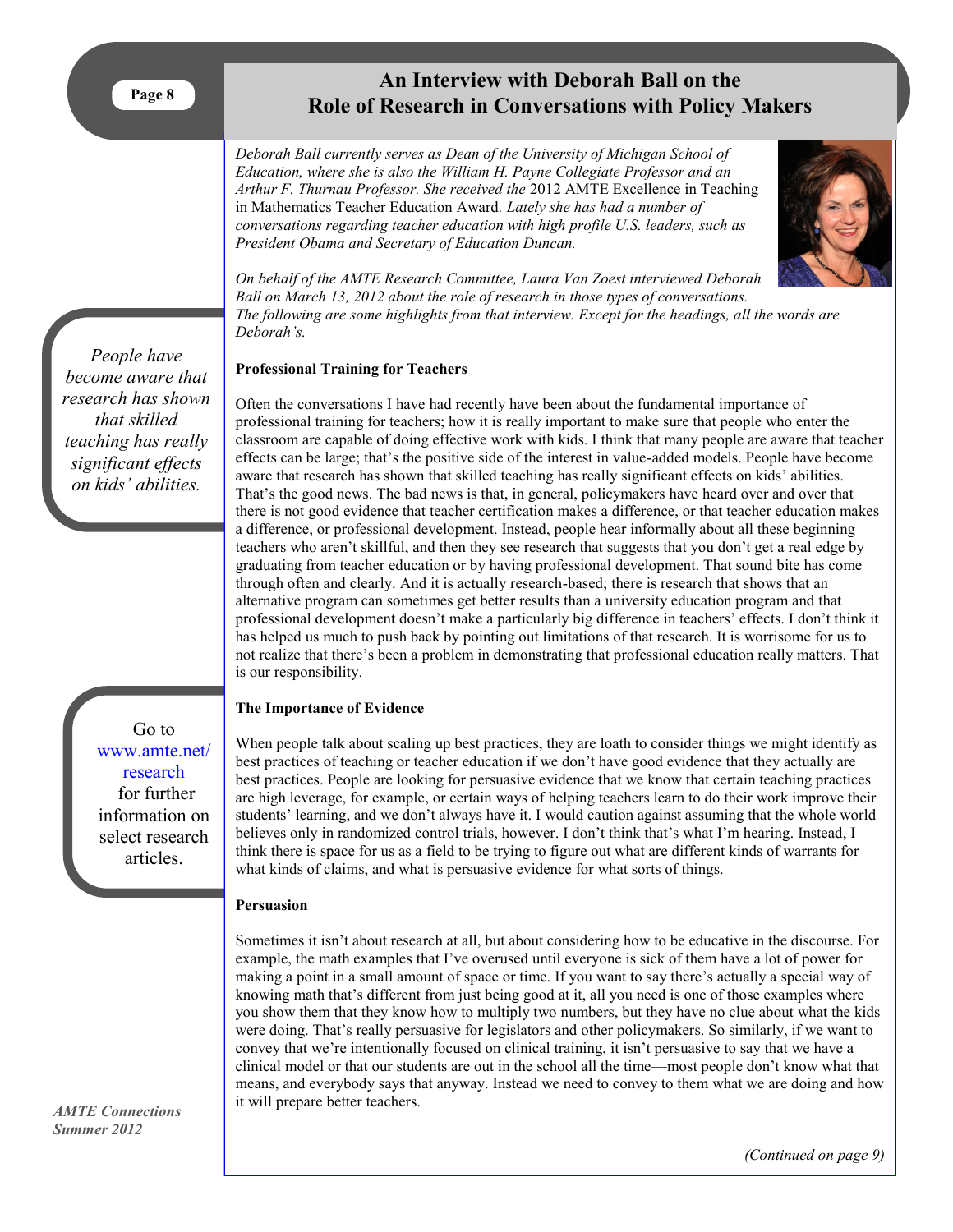# An Interview with Deborah Ball on the Role of Research in Conversations with Policy Makers

*Deborah Ball currently serves as Dean of the University of Michigan School of Education, where she is also the William H. Payne Collegiate Professor and an Arthur F. Thurnau Professor. She received the* 2012 AMTE Excellence in Teaching in Mathematics Teacher Education Award*. Lately she has had a number of conversations regarding teacher education with high profile U.S. leaders, such as President Obama and Secretary of Education Duncan.*

*On behalf of the AMTE Research Committee, Laura Van Zoest interviewed Deborah Ball on March 13, 2012 about the role of research in those types of conversations. The following are some highlights from that interview. Except for the headings, all the words are Deborah's.*

> *People have become aware that research has shown that skilled teaching has really significant effects on kids' abilities.*

**Professional Training for Teachers**

Often the conversations I have had recently have been about the fundamental importance of professional training for teachers; how it is really important to make sure that people who enter the classroom are capable of doing effective work with kids. I think that many people are aware that teacher effects can be large; that's the positive side of the interest in value-added models. People have become aware that research has shown that skilled teaching has really significant effects on kids' abilities. That's the good news. The bad news is that, in general, policymakers have heard over and over that there is not good evidence that teacher certification makes a difference, or that teacher education makes a difference, or professional development. Instead, people hear informally about all these beginning teachers who aren't skillful, and then they see research that suggests that you don't get a real edge by graduating from teacher education or by having professional development. That sound bite has come through often and clearly. And it is actually research-based; there is research that shows that an alternative program can sometimes get better results than a university education program and that professional development doesn't make a particularly big difference in teachers' effects. I don't think it has helped us much to push back by pointing out limitations of that research. It is worrisome for us to not realize that there's been a problem in demonstrating that professional education really matters. That is our responsibility.

> Go to www.amte.net/research for further information on select research articles.

**The Importance of Evidence**

When people talk about scaling up best practices, they are loath to consider things we might identify as best practices of teaching or teacher education if we don't have good evidence that they actually are best practices. People are looking for persuasive evidence that we know that certain teaching practices are high leverage, for example, or certain ways of helping teachers learn to do their work improve their students' learning, and we don't always have it. I would caution against assuming that the whole world believes only in randomized control trials, however. I don't think that's what I'm hearing. Instead, I think there is space for us as a field to be trying to figure out what are different kinds of warrants for what kinds of claims, and what is persuasive evidence for what sorts of things.

**Persuasion**

Sometimes it isn't about research at all, but about considering how to be educative in the discourse. For example, the math examples that I've overused until everyone is sick of them have a lot of power for making a point in a small amount of space or time. If you want to say there's actually a special way of knowing math that's different from just being good at it, all you need is one of those examples where you show them that they know how to multiply two numbers, but they have no clue about what the kids were doing. That's really persuasive for legislators and other policymakers. So similarly, if we want to convey that we're intentionally focused on clinical training, it isn't persuasive to say that we have a clinical model or that our students are out in the school all the time—most people don't know what that means, and everybody says that anyway. Instead we need to convey to them what we are doing and how it will prepare better teachers.

*(Continued on page 9)*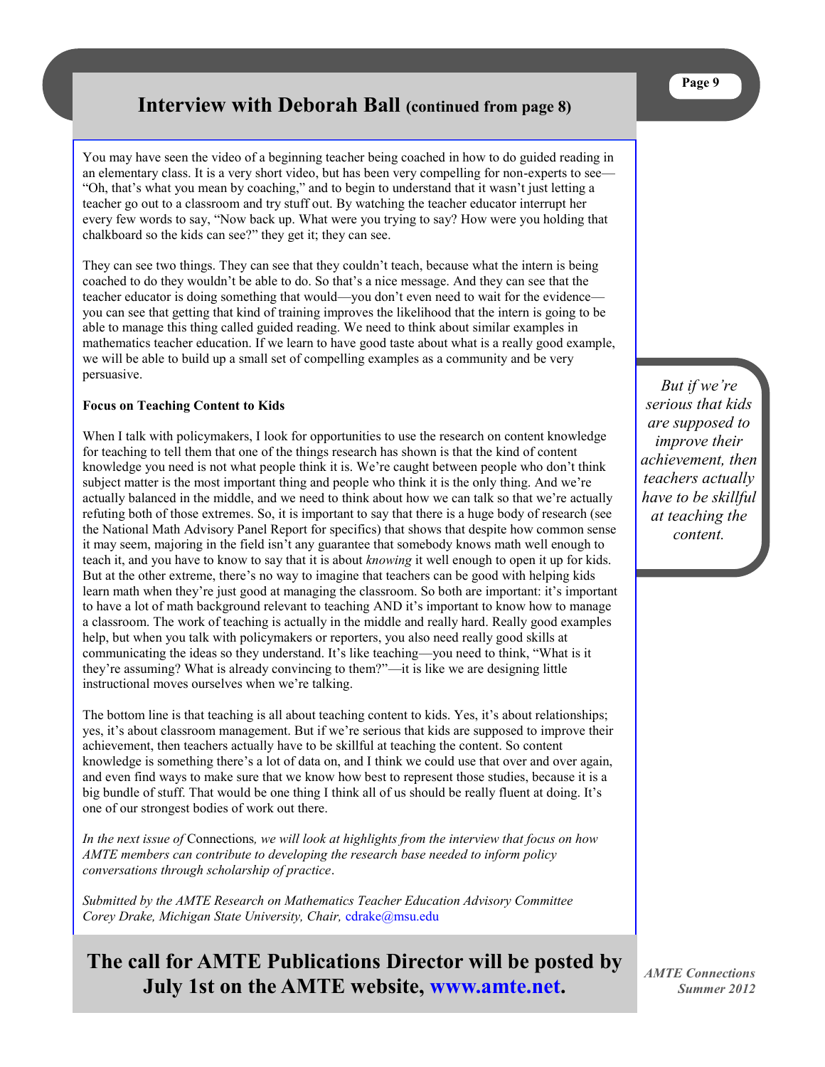## Interview with Deborah Ball (continued from page 8)

You may have seen the video of a beginning teacher being coached in how to do guided reading in an elementary class. It is a very short video, but has been very compelling for non-experts to see—"Oh, that's what you mean by coaching," and to begin to understand that it wasn't just letting a teacher go out to a classroom and try stuff out. By watching the teacher educator interrupt her every few words to say, "Now back up. What were you trying to say? How were you holding that chalkboard so the kids can see?" they get it; they can see.

They can see two things. They can see that they couldn't teach, because what the intern is being coached to do they wouldn't be able to do. So that's a nice message. And they can see that the teacher educator is doing something that would—you don't even need to wait for the evidence—you can see that getting that kind of training improves the likelihood that the intern is going to be able to manage this thing called guided reading. We need to think about similar examples in mathematics teacher education. If we learn to have good taste about what is a really good example, we will be able to build up a small set of compelling examples as a community and be very persuasive.

**Focus on Teaching Content to Kids**

When I talk with policymakers, I look for opportunities to use the research on content knowledge for teaching to tell them that one of the things research has shown is that the kind of content knowledge you need is not what people think it is. We're caught between people who don't think subject matter is the most important thing and people who think it is the only thing. And we're actually balanced in the middle, and we need to think about how we can talk so that we're actually refuting both of those extremes. So, it is important to say that there is a huge body of research (see the National Math Advisory Panel Report for specifics) that shows that despite how common sense it may seem, majoring in the field isn't any guarantee that somebody knows math well enough to teach it, and you have to know to say that it is about *knowing* it well enough to open it up for kids. But at the other extreme, there's no way to imagine that teachers can be good with helping kids learn math when they're just good at managing the classroom. So both are important: it's important to have a lot of math background relevant to teaching AND it's important to know how to manage a classroom. The work of teaching is actually in the middle and really hard. Really good examples help, but when you talk with policymakers or reporters, you also need really good skills at communicating the ideas so they understand. It's like teaching—you need to think, "What is it they're assuming? What is already convincing to them?"—it is like we are designing little instructional moves ourselves when we're talking.

> *But if we're serious that kids are supposed to improve their achievement, then teachers actually have to be skillful at teaching the content.*

The bottom line is that teaching is all about teaching content to kids. Yes, it's about relationships; yes, it's about classroom management. But if we're serious that kids are supposed to improve their achievement, then teachers actually have to be skillful at teaching the content. So content knowledge is something there's a lot of data on, and I think we could use that over and over again, and even find ways to make sure that we know how best to represent those studies, because it is a big bundle of stuff. That would be one thing I think all of us should be really fluent at doing. It's one of our strongest bodies of work out there.

*In the next issue of* Connections*, we will look at highlights from the interview that focus on how AMTE members can contribute to developing the research base needed to inform policy conversations through scholarship of practice*.

*Submitted by the AMTE Research on Mathematics Teacher Education Advisory Committee*
*Corey Drake, Michigan State University, Chair,* cdrake@msu.edu

**The call for AMTE Publications Director will be posted by July 1st on the AMTE website, www.amte.net.**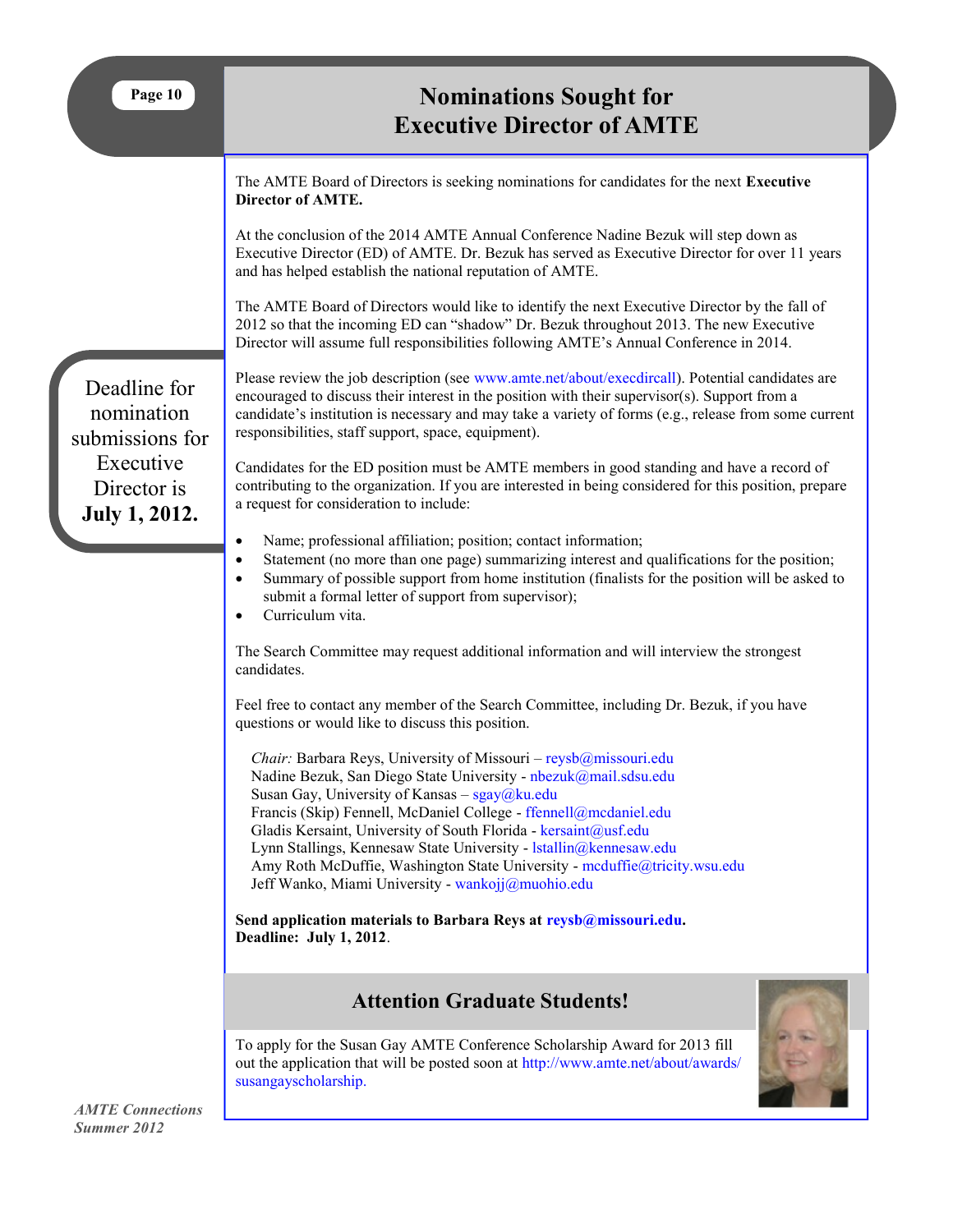# Nominations Sought for Executive Director of AMTE

The AMTE Board of Directors is seeking nominations for candidates for the next **Executive Director of AMTE.**

At the conclusion of the 2014 AMTE Annual Conference Nadine Bezuk will step down as Executive Director (ED) of AMTE. Dr. Bezuk has served as Executive Director for over 11 years and has helped establish the national reputation of AMTE.

The AMTE Board of Directors would like to identify the next Executive Director by the fall of 2012 so that the incoming ED can "shadow" Dr. Bezuk throughout 2013. The new Executive Director will assume full responsibilities following AMTE's Annual Conference in 2014.

Deadline for nomination submissions for Executive Director is **July 1, 2012.**

Please review the job description (see www.amte.net/about/execdircall). Potential candidates are encouraged to discuss their interest in the position with their supervisor(s). Support from a candidate's institution is necessary and may take a variety of forms (e.g., release from some current responsibilities, staff support, space, equipment).

Candidates for the ED position must be AMTE members in good standing and have a record of contributing to the organization. If you are interested in being considered for this position, prepare a request for consideration to include:

- Name; professional affiliation; position; contact information;
- Statement (no more than one page) summarizing interest and qualifications for the position;
- Summary of possible support from home institution (finalists for the position will be asked to submit a formal letter of support from supervisor);
- Curriculum vita.

The Search Committee may request additional information and will interview the strongest candidates.

Feel free to contact any member of the Search Committee, including Dr. Bezuk, if you have questions or would like to discuss this position.

*Chair:* Barbara Reys, University of Missouri – reysb@missouri.edu
Nadine Bezuk, San Diego State University - nbezuk@mail.sdsu.edu
Susan Gay, University of Kansas – sgay@ku.edu
Francis (Skip) Fennell, McDaniel College - ffennell@mcdaniel.edu
Gladis Kersaint, University of South Florida - kersaint@usf.edu
Lynn Stallings, Kennesaw State University - lstallin@kennesaw.edu
Amy Roth McDuffie, Washington State University - mcduffie@tricity.wsu.edu
Jeff Wanko, Miami University - wankojj@muohio.edu

**Send application materials to Barbara Reys at reysb@missouri.edu.**
**Deadline: July 1, 2012**.

## Attention Graduate Students!

To apply for the Susan Gay AMTE Conference Scholarship Award for 2013 fill out the application that will be posted soon at http://www.amte.net/about/awards/susangayscholarship.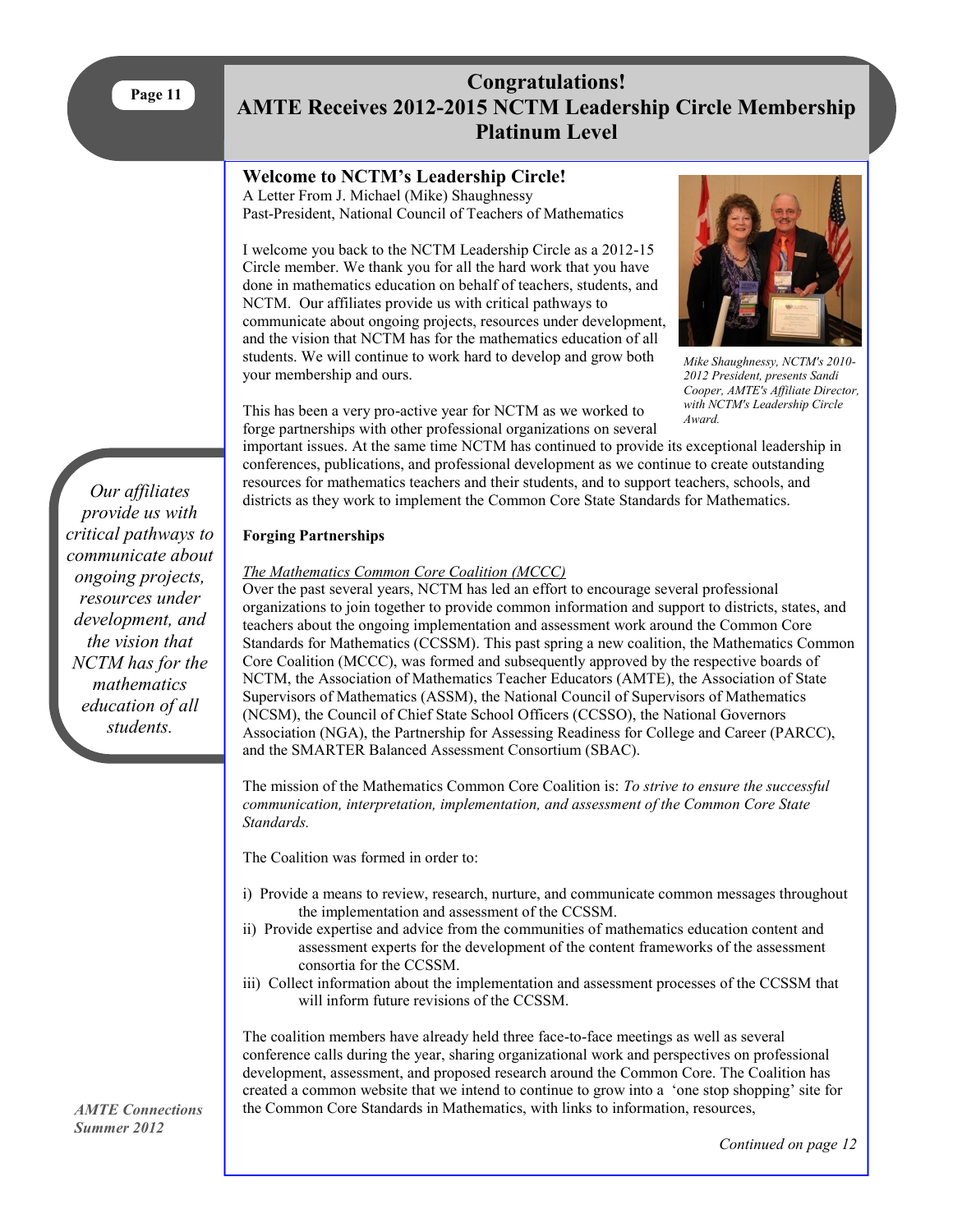# Congratulations!
# AMTE Receives 2012-2015 NCTM Leadership Circle Membership Platinum Level

## Welcome to NCTM's Leadership Circle!

A Letter From J. Michael (Mike) Shaughnessy
Past-President, National Council of Teachers of Mathematics

I welcome you back to the NCTM Leadership Circle as a 2012-15 Circle member. We thank you for all the hard work that you have done in mathematics education on behalf of teachers, students, and NCTM. Our affiliates provide us with critical pathways to communicate about ongoing projects, resources under development, and the vision that NCTM has for the mathematics education of all students. We will continue to work hard to develop and grow both your membership and ours.

*Mike Shaughnessy, NCTM's 2010-2012 President, presents Sandi Cooper, AMTE's Affiliate Director, with NCTM's Leadership Circle Award.*

This has been a very pro-active year for NCTM as we worked to forge partnerships with other professional organizations on several important issues. At the same time NCTM has continued to provide its exceptional leadership in conferences, publications, and professional development as we continue to create outstanding resources for mathematics teachers and their students, and to support teachers, schools, and districts as they work to implement the Common Core State Standards for Mathematics.

*Our affiliates provide us with critical pathways to communicate about ongoing projects, resources under development, and the vision that NCTM has for the mathematics education of all students.*

**Forging Partnerships**

*The Mathematics Common Core Coalition (MCCC)*

Over the past several years, NCTM has led an effort to encourage several professional organizations to join together to provide common information and support to districts, states, and teachers about the ongoing implementation and assessment work around the Common Core Standards for Mathematics (CCSSM). This past spring a new coalition, the Mathematics Common Core Coalition (MCCC), was formed and subsequently approved by the respective boards of NCTM, the Association of Mathematics Teacher Educators (AMTE), the Association of State Supervisors of Mathematics (ASSM), the National Council of Supervisors of Mathematics (NCSM), the Council of Chief State School Officers (CCSSO), the National Governors Association (NGA), the Partnership for Assessing Readiness for College and Career (PARCC), and the SMARTER Balanced Assessment Consortium (SBAC).

The mission of the Mathematics Common Core Coalition is: *To strive to ensure the successful communication, interpretation, implementation, and assessment of the Common Core State Standards.*

The Coalition was formed in order to:

i) Provide a means to review, research, nurture, and communicate common messages throughout the implementation and assessment of the CCSSM.
ii) Provide expertise and advice from the communities of mathematics education content and assessment experts for the development of the content frameworks of the assessment consortia for the CCSSM.
iii) Collect information about the implementation and assessment processes of the CCSSM that will inform future revisions of the CCSSM.

The coalition members have already held three face-to-face meetings as well as several conference calls during the year, sharing organizational work and perspectives on professional development, assessment, and proposed research around the Common Core. The Coalition has created a common website that we intend to continue to grow into a 'one stop shopping' site for the Common Core Standards in Mathematics, with links to information, resources,

*Continued on page 12*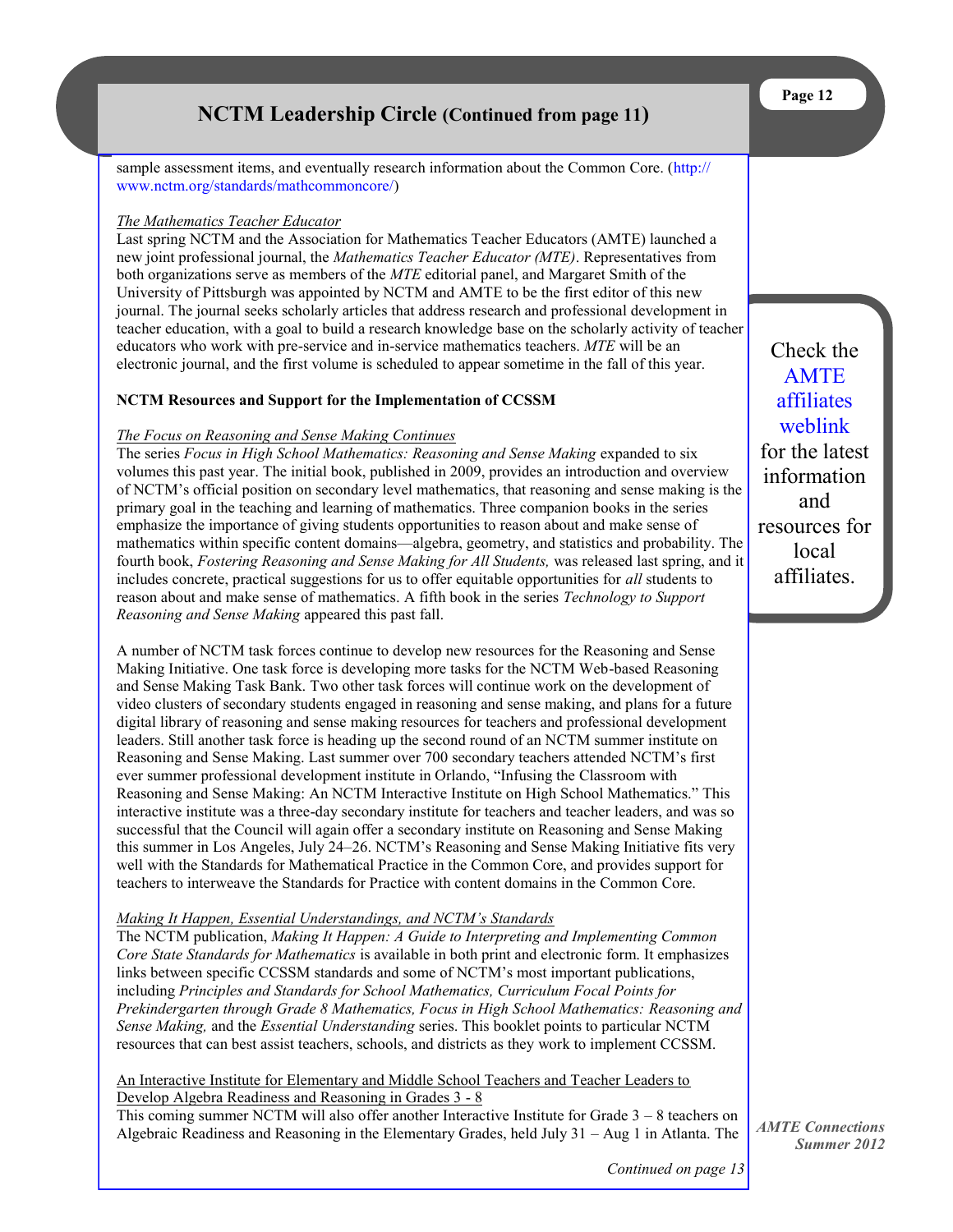## NCTM Leadership Circle (Continued from page 11)

sample assessment items, and eventually research information about the Common Core. (http://www.nctm.org/standards/mathcommoncore/)

*The Mathematics Teacher Educator*

Last spring NCTM and the Association for Mathematics Teacher Educators (AMTE) launched a new joint professional journal, the *Mathematics Teacher Educator (MTE)*. Representatives from both organizations serve as members of the *MTE* editorial panel, and Margaret Smith of the University of Pittsburgh was appointed by NCTM and AMTE to be the first editor of this new journal. The journal seeks scholarly articles that address research and professional development in teacher education, with a goal to build a research knowledge base on the scholarly activity of teacher educators who work with pre-service and in-service mathematics teachers. *MTE* will be an electronic journal, and the first volume is scheduled to appear sometime in the fall of this year.

**NCTM Resources and Support for the Implementation of CCSSM**

*The Focus on Reasoning and Sense Making Continues*

The series *Focus in High School Mathematics: Reasoning and Sense Making* expanded to six volumes this past year. The initial book, published in 2009, provides an introduction and overview of NCTM's official position on secondary level mathematics, that reasoning and sense making is the primary goal in the teaching and learning of mathematics. Three companion books in the series emphasize the importance of giving students opportunities to reason about and make sense of mathematics within specific content domains—algebra, geometry, and statistics and probability. The fourth book, *Fostering Reasoning and Sense Making for All Students,* was released last spring, and it includes concrete, practical suggestions for us to offer equitable opportunities for *all* students to reason about and make sense of mathematics. A fifth book in the series *Technology to Support Reasoning and Sense Making* appeared this past fall.

A number of NCTM task forces continue to develop new resources for the Reasoning and Sense Making Initiative. One task force is developing more tasks for the NCTM Web-based Reasoning and Sense Making Task Bank. Two other task forces will continue work on the development of video clusters of secondary students engaged in reasoning and sense making, and plans for a future digital library of reasoning and sense making resources for teachers and professional development leaders. Still another task force is heading up the second round of an NCTM summer institute on Reasoning and Sense Making. Last summer over 700 secondary teachers attended NCTM's first ever summer professional development institute in Orlando, "Infusing the Classroom with Reasoning and Sense Making: An NCTM Interactive Institute on High School Mathematics." This interactive institute was a three-day secondary institute for teachers and teacher leaders, and was so successful that the Council will again offer a secondary institute on Reasoning and Sense Making this summer in Los Angeles, July 24–26. NCTM's Reasoning and Sense Making Initiative fits very well with the Standards for Mathematical Practice in the Common Core, and provides support for teachers to interweave the Standards for Practice with content domains in the Common Core.

*Making It Happen, Essential Understandings, and NCTM's Standards*

The NCTM publication, *Making It Happen: A Guide to Interpreting and Implementing Common Core State Standards for Mathematics* is available in both print and electronic form. It emphasizes links between specific CCSSM standards and some of NCTM's most important publications, including *Principles and Standards for School Mathematics, Curriculum Focal Points for Prekindergarten through Grade 8 Mathematics, Focus in High School Mathematics: Reasoning and Sense Making,* and the *Essential Understanding* series. This booklet points to particular NCTM resources that can best assist teachers, schools, and districts as they work to implement CCSSM.

An Interactive Institute for Elementary and Middle School Teachers and Teacher Leaders to Develop Algebra Readiness and Reasoning in Grades 3 - 8

This coming summer NCTM will also offer another Interactive Institute for Grade 3 – 8 teachers on Algebraic Readiness and Reasoning in the Elementary Grades, held July 31 – Aug 1 in Atlanta. The

*Continued on page 13*

Check the AMTE affiliates weblink for the latest information and resources for local affiliates.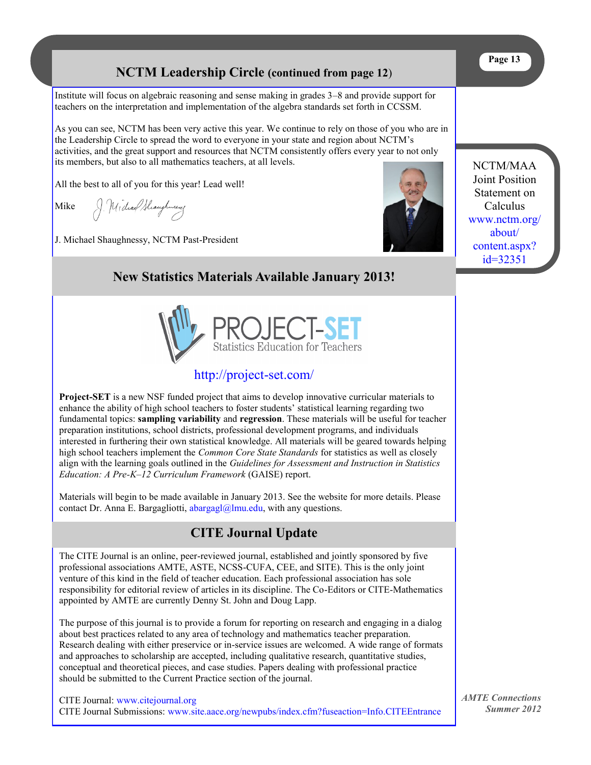## NCTM Leadership Circle (continued from page 12)

Institute will focus on algebraic reasoning and sense making in grades 3–8 and provide support for teachers on the interpretation and implementation of the algebra standards set forth in CCSSM.

As you can see, NCTM has been very active this year. We continue to rely on those of you who are in the Leadership Circle to spread the word to everyone in your state and region about NCTM's activities, and the great support and resources that NCTM consistently offers every year to not only its members, but also to all mathematics teachers, at all levels.

All the best to all of you for this year! Lead well!

Mike

J. Michael Shaughnessy, NCTM Past-President

NCTM/MAA Joint Position Statement on Calculus www.nctm.org/about/content.aspx?id=32351

## New Statistics Materials Available January 2013!

PROJECT-SET
Statistics Education for Teachers

http://project-set.com/

**Project-SET** is a new NSF funded project that aims to develop innovative curricular materials to enhance the ability of high school teachers to foster students' statistical learning regarding two fundamental topics: **sampling variability** and **regression**. These materials will be useful for teacher preparation institutions, school districts, professional development programs, and individuals interested in furthering their own statistical knowledge. All materials will be geared towards helping high school teachers implement the *Common Core State Standards* for statistics as well as closely align with the learning goals outlined in the *Guidelines for Assessment and Instruction in Statistics Education: A Pre-K–12 Curriculum Framework* (GAISE) report.

Materials will begin to be made available in January 2013. See the website for more details. Please contact Dr. Anna E. Bargagliotti, abargagl@lmu.edu, with any questions.

## CITE Journal Update

The CITE Journal is an online, peer-reviewed journal, established and jointly sponsored by five professional associations AMTE, ASTE, NCSS-CUFA, CEE, and SITE). This is the only joint venture of this kind in the field of teacher education. Each professional association has sole responsibility for editorial review of articles in its discipline. The Co-Editors or CITE-Mathematics appointed by AMTE are currently Denny St. John and Doug Lapp.

The purpose of this journal is to provide a forum for reporting on research and engaging in a dialog about best practices related to any area of technology and mathematics teacher preparation. Research dealing with either preservice or in-service issues are welcomed. A wide range of formats and approaches to scholarship are accepted, including qualitative research, quantitative studies, conceptual and theoretical pieces, and case studies. Papers dealing with professional practice should be submitted to the Current Practice section of the journal.

CITE Journal: www.citejournal.org
CITE Journal Submissions: www.site.aace.org/newpubs/index.cfm?fuseaction=Info.CITEEntrance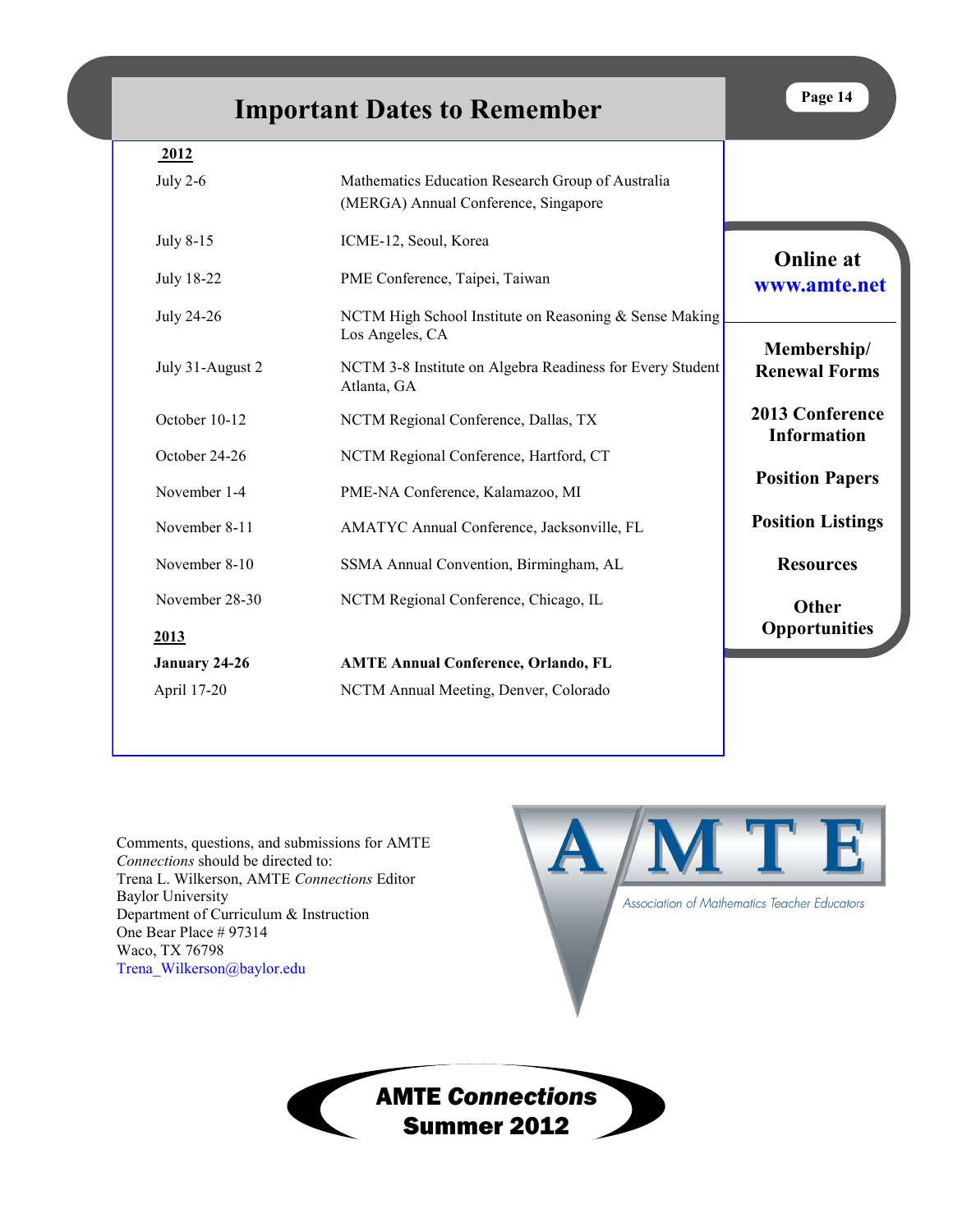# Important Dates to Remember

**2012**

| | |
|---|---|
| July 2-6 | Mathematics Education Research Group of Australia (MERGA) Annual Conference, Singapore |
| July 8-15 | ICME-12, Seoul, Korea |
| July 18-22 | PME Conference, Taipei, Taiwan |
| July 24-26 | NCTM High School Institute on Reasoning & Sense Making Los Angeles, CA |
| July 31-August 2 | NCTM 3-8 Institute on Algebra Readiness for Every Student Atlanta, GA |
| October 10-12 | NCTM Regional Conference, Dallas, TX |
| October 24-26 | NCTM Regional Conference, Hartford, CT |
| November 1-4 | PME-NA Conference, Kalamazoo, MI |
| November 8-11 | AMATYC Annual Conference, Jacksonville, FL |
| November 8-10 | SSMA Annual Convention, Birmingham, AL |
| November 28-30 | NCTM Regional Conference, Chicago, IL |

**2013**

| | |
|---|---|
| **January 24-26** | **AMTE Annual Conference, Orlando, FL** |
| April 17-20 | NCTM Annual Meeting, Denver, Colorado |

**Online at www.amte.net**

**Membership/ Renewal Forms**

**2013 Conference Information**

**Position Papers**

**Position Listings**

**Resources**

**Other Opportunities**

Comments, questions, and submissions for AMTE *Connections* should be directed to:
Trena L. Wilkerson, AMTE *Connections* Editor
Baylor University
Department of Curriculum & Instruction
One Bear Place # 97314
Waco, TX 76798
Trena_Wilkerson@baylor.edu

AMTE

Association of Mathematics Teacher Educators

AMTE *Connections*
Summer 2012